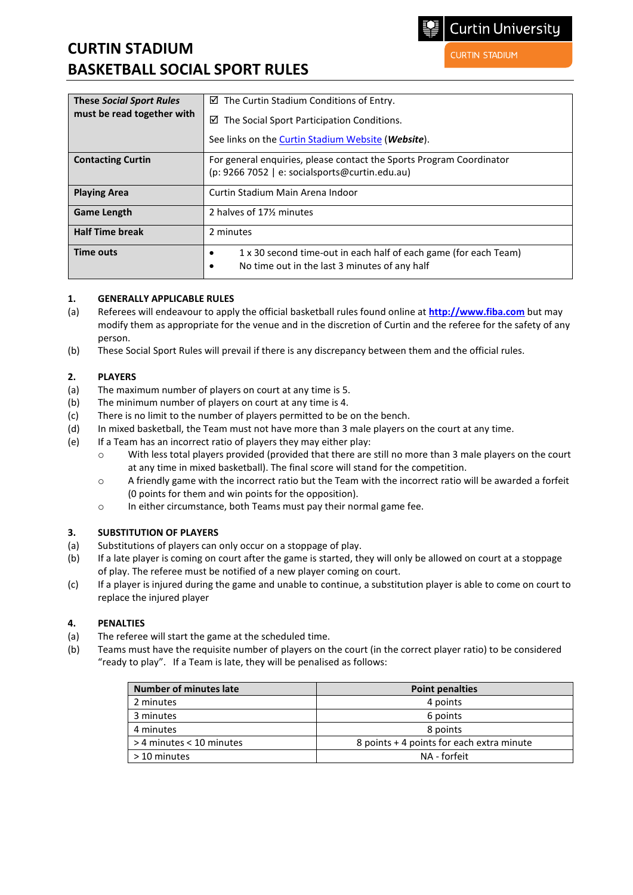# CURTIN STADIUM
# BASKETBALL SOCIAL SPORT RULES

Curtin University
CURTIN STADIUM

| | |
|---|---|
| **These *Social Sport Rules* must be read together with** | ☑ The Curtin Stadium Conditions of Entry.<br>☑ The Social Sport Participation Conditions.<br>See links on the [Curtin Stadium Website](#) (***Website***). |
| **Contacting Curtin** | For general enquiries, please contact the Sports Program Coordinator (p: 9266 7052 \| e: socialsports@curtin.edu.au) |
| **Playing Area** | Curtin Stadium Main Arena Indoor |
| **Game Length** | 2 halves of 17½ minutes |
| **Half Time break** | 2 minutes |
| **Time outs** | • 1 x 30 second time-out in each half of each game (for each Team)<br>• No time out in the last 3 minutes of any half |

## 1. GENERALLY APPLICABLE RULES

(a) Referees will endeavour to apply the official basketball rules found online at **http://www.fiba.com** but may modify them as appropriate for the venue and in the discretion of Curtin and the referee for the safety of any person.

(b) These Social Sport Rules will prevail if there is any discrepancy between them and the official rules.

## 2. PLAYERS

(a) The maximum number of players on court at any time is 5.

(b) The minimum number of players on court at any time is 4.

(c) There is no limit to the number of players permitted to be on the bench.

(d) In mixed basketball, the Team must not have more than 3 male players on the court at any time.

(e) If a Team has an incorrect ratio of players they may either play:
- With less total players provided (provided that there are still no more than 3 male players on the court at any time in mixed basketball). The final score will stand for the competition.
- A friendly game with the incorrect ratio but the Team with the incorrect ratio will be awarded a forfeit (0 points for them and win points for the opposition).
- In either circumstance, both Teams must pay their normal game fee.

## 3. SUBSTITUTION OF PLAYERS

(a) Substitutions of players can only occur on a stoppage of play.

(b) If a late player is coming on court after the game is started, they will only be allowed on court at a stoppage of play. The referee must be notified of a new player coming on court.

(c) If a player is injured during the game and unable to continue, a substitution player is able to come on court to replace the injured player

## 4. PENALTIES

(a) The referee will start the game at the scheduled time.

(b) Teams must have the requisite number of players on the court (in the correct player ratio) to be considered "ready to play". If a Team is late, they will be penalised as follows:

| Number of minutes late | Point penalties |
|---|---|
| 2 minutes | 4 points |
| 3 minutes | 6 points |
| 4 minutes | 8 points |
| > 4 minutes < 10 minutes | 8 points + 4 points for each extra minute |
| > 10 minutes | NA - forfeit |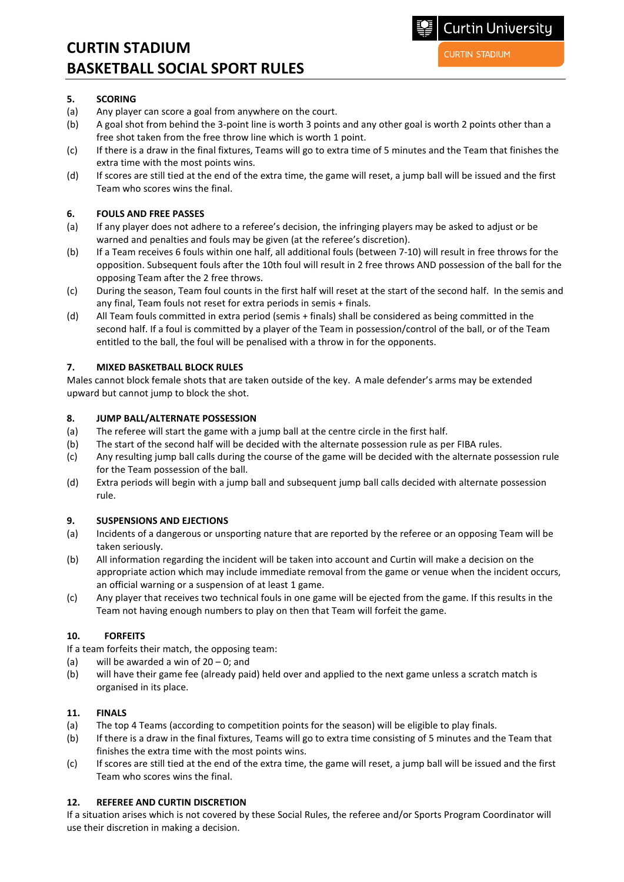# CURTIN STADIUM BASKETBALL SOCIAL SPORT RULES

## 5. SCORING

(a) Any player can score a goal from anywhere on the court.

(b) A goal shot from behind the 3-point line is worth 3 points and any other goal is worth 2 points other than a free shot taken from the free throw line which is worth 1 point.

(c) If there is a draw in the final fixtures, Teams will go to extra time of 5 minutes and the Team that finishes the extra time with the most points wins.

(d) If scores are still tied at the end of the extra time, the game will reset, a jump ball will be issued and the first Team who scores wins the final.

## 6. FOULS AND FREE PASSES

(a) If any player does not adhere to a referee's decision, the infringing players may be asked to adjust or be warned and penalties and fouls may be given (at the referee's discretion).

(b) If a Team receives 6 fouls within one half, all additional fouls (between 7-10) will result in free throws for the opposition. Subsequent fouls after the 10th foul will result in 2 free throws AND possession of the ball for the opposing Team after the 2 free throws.

(c) During the season, Team foul counts in the first half will reset at the start of the second half. In the semis and any final, Team fouls not reset for extra periods in semis + finals.

(d) All Team fouls committed in extra period (semis + finals) shall be considered as being committed in the second half. If a foul is committed by a player of the Team in possession/control of the ball, or of the Team entitled to the ball, the foul will be penalised with a throw in for the opponents.

## 7. MIXED BASKETBALL BLOCK RULES

Males cannot block female shots that are taken outside of the key. A male defender's arms may be extended upward but cannot jump to block the shot.

## 8. JUMP BALL/ALTERNATE POSSESSION

(a) The referee will start the game with a jump ball at the centre circle in the first half.

(b) The start of the second half will be decided with the alternate possession rule as per FIBA rules.

(c) Any resulting jump ball calls during the course of the game will be decided with the alternate possession rule for the Team possession of the ball.

(d) Extra periods will begin with a jump ball and subsequent jump ball calls decided with alternate possession rule.

## 9. SUSPENSIONS AND EJECTIONS

(a) Incidents of a dangerous or unsporting nature that are reported by the referee or an opposing Team will be taken seriously.

(b) All information regarding the incident will be taken into account and Curtin will make a decision on the appropriate action which may include immediate removal from the game or venue when the incident occurs, an official warning or a suspension of at least 1 game.

(c) Any player that receives two technical fouls in one game will be ejected from the game. If this results in the Team not having enough numbers to play on then that Team will forfeit the game.

## 10. FORFEITS

If a team forfeits their match, the opposing team:

(a) will be awarded a win of 20 – 0; and

(b) will have their game fee (already paid) held over and applied to the next game unless a scratch match is organised in its place.

## 11. FINALS

(a) The top 4 Teams (according to competition points for the season) will be eligible to play finals.

(b) If there is a draw in the final fixtures, Teams will go to extra time consisting of 5 minutes and the Team that finishes the extra time with the most points wins.

(c) If scores are still tied at the end of the extra time, the game will reset, a jump ball will be issued and the first Team who scores wins the final.

## 12. REFEREE AND CURTIN DISCRETION

If a situation arises which is not covered by these Social Rules, the referee and/or Sports Program Coordinator will use their discretion in making a decision.